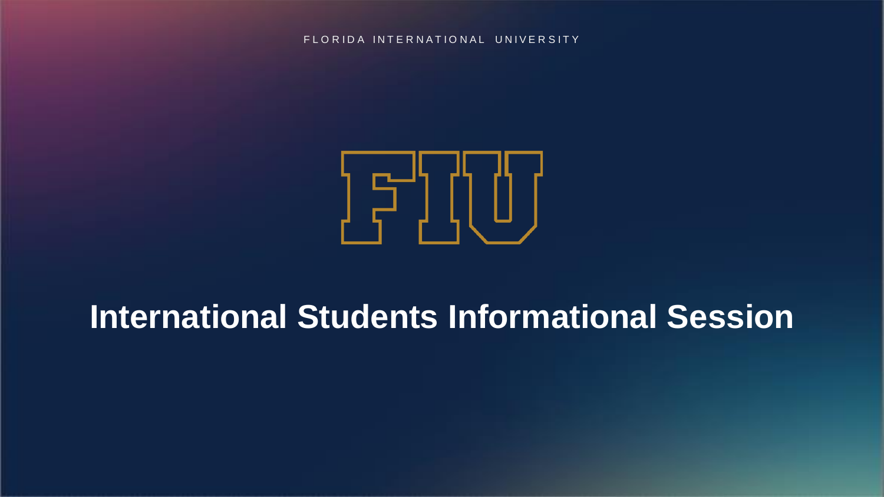FLORIDA INTERNATIONAL UNIVERSITY

FIU

# International Students Informational Session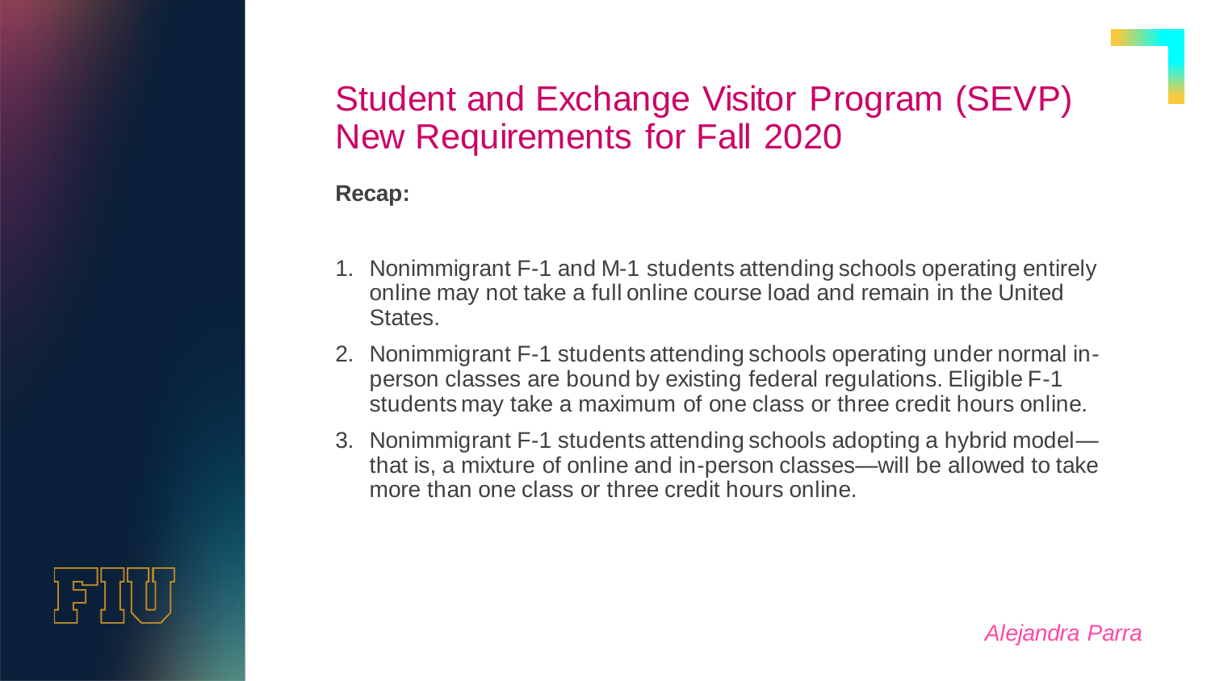# Student and Exchange Visitor Program (SEVP) New Requirements for Fall 2020

**Recap:**

1. Nonimmigrant F-1 and M-1 students attending schools operating entirely online may not take a full online course load and remain in the United States.
2. Nonimmigrant F-1 students attending schools operating under normal in-person classes are bound by existing federal regulations. Eligible F-1 students may take a maximum of one class or three credit hours online.
3. Nonimmigrant F-1 students attending schools adopting a hybrid model—that is, a mixture of online and in-person classes—will be allowed to take more than one class or three credit hours online.

FIU

*Alejandra Parra*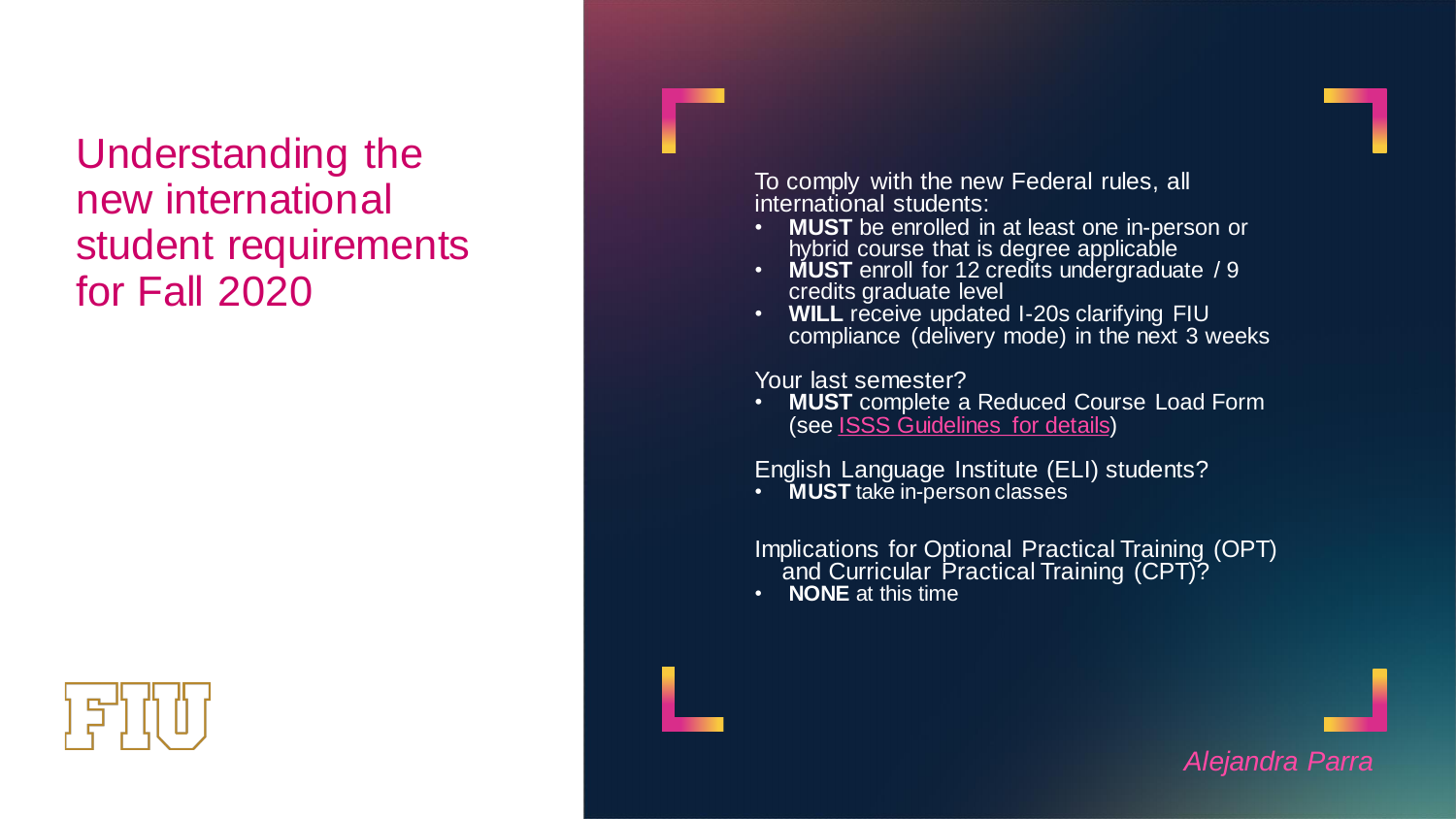# Understanding the new international student requirements for Fall 2020

To comply with the new Federal rules, all international students:

- **MUST** be enrolled in at least one in-person or hybrid course that is degree applicable
- **MUST** enroll for 12 credits undergraduate / 9 credits graduate level
- **WILL** receive updated I-20s clarifying FIU compliance (delivery mode) in the next 3 weeks

Your last semester?

- **MUST** complete a Reduced Course Load Form (see ISSS Guidelines for details)

English Language Institute (ELI) students?

- **MUST** take in-person classes

Implications for Optional Practical Training (OPT) and Curricular Practical Training (CPT)?

- **NONE** at this time

*Alejandra Parra*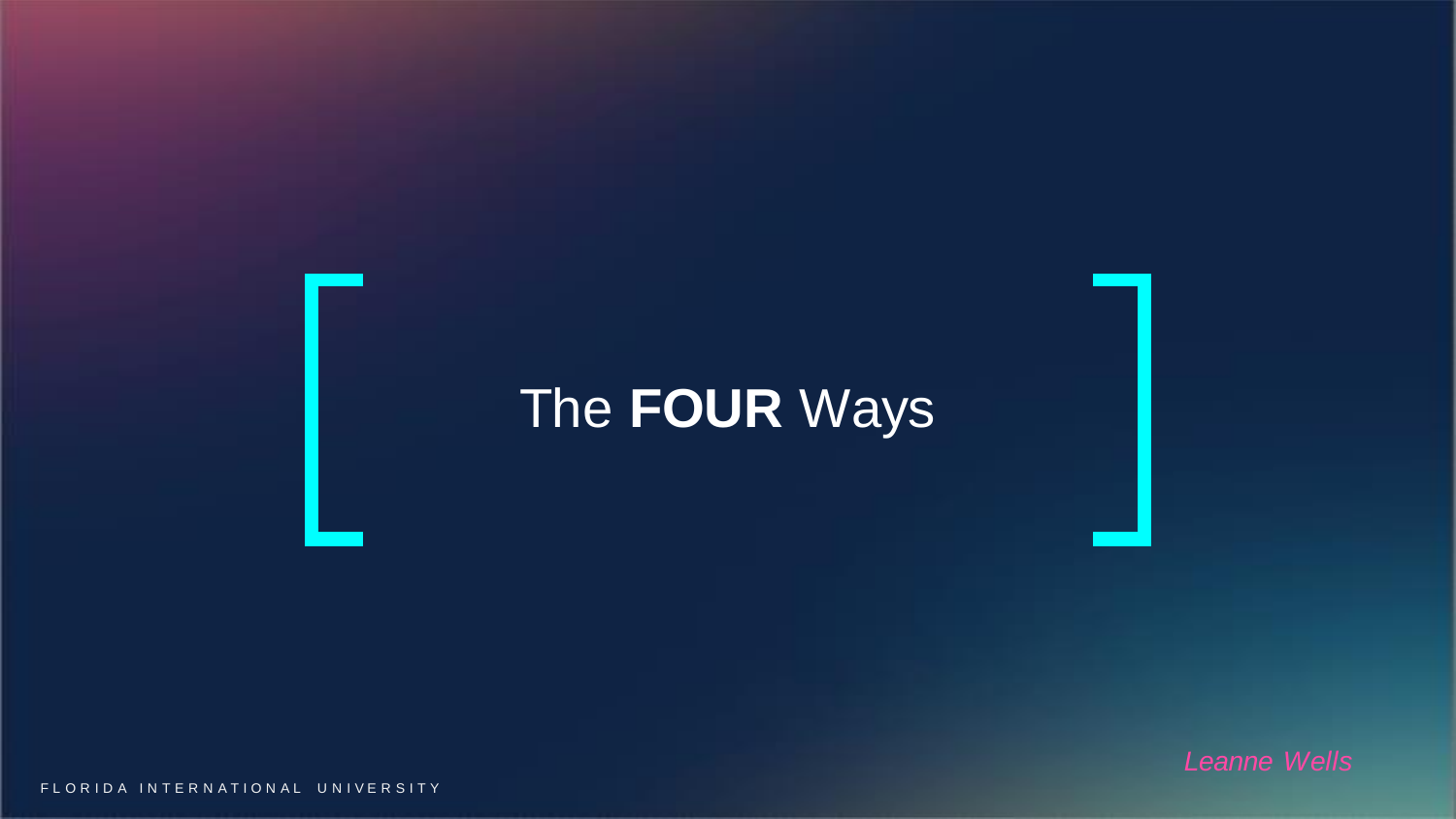# The **FOUR** Ways

*Leanne Wells*

FLORIDA INTERNATIONAL UNIVERSITY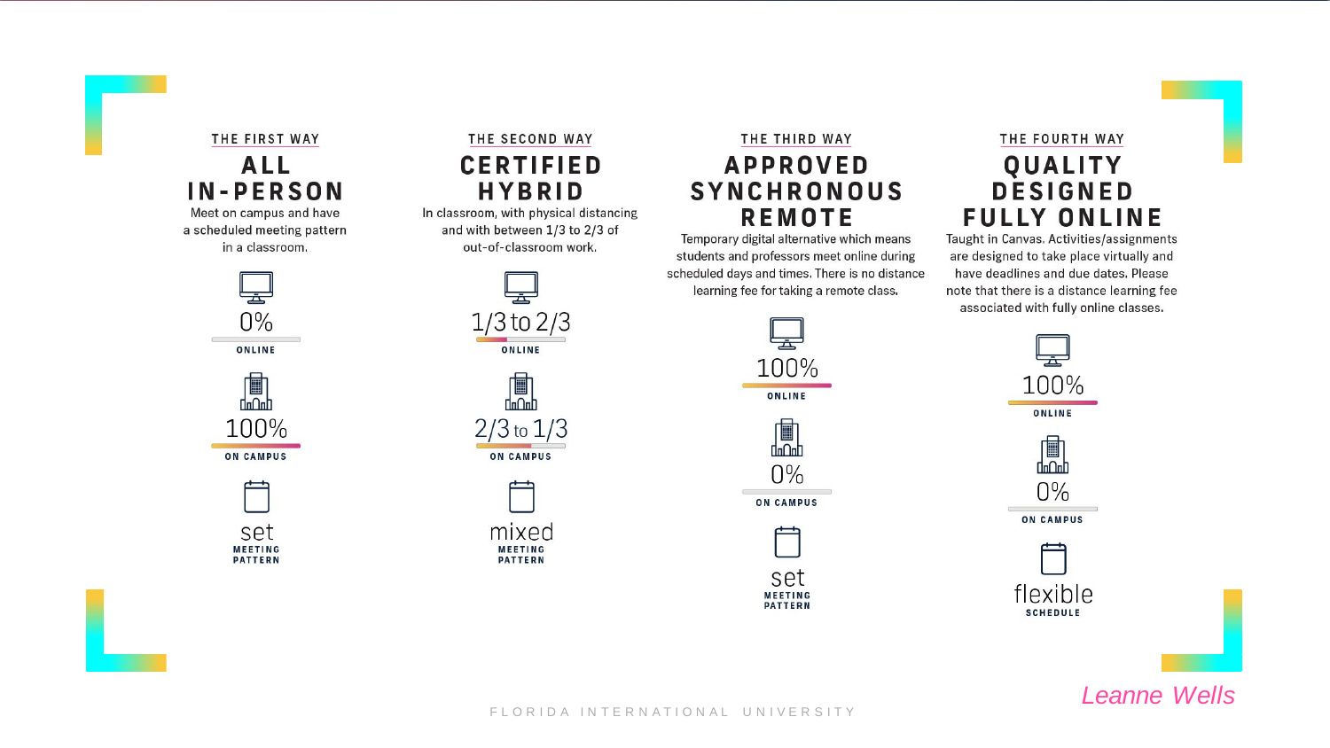## THE FIRST WAY

### ALL IN-PERSON

Meet on campus and have a scheduled meeting pattern in a classroom.

0% ONLINE

100% ON CAMPUS

set MEETING PATTERN

## THE SECOND WAY

### CERTIFIED HYBRID

In classroom, with physical distancing and with between 1/3 to 2/3 of out-of-classroom work.

1/3 to 2/3 ONLINE

2/3 to 1/3 ON CAMPUS

mixed MEETING PATTERN

## THE THIRD WAY

### APPROVED SYNCHRONOUS REMOTE

Temporary digital alternative which means students and professors meet online during scheduled days and times. There is no distance learning fee for taking a remote class.

100% ONLINE

0% ON CAMPUS

set MEETING PATTERN

## THE FOURTH WAY

### QUALITY DESIGNED FULLY ONLINE

Taught in Canvas. Activities/assignments are designed to take place virtually and have deadlines and due dates. Please note that there is a distance learning fee associated with fully online classes.

100% ONLINE

0% ON CAMPUS

flexible SCHEDULE

*Leanne Wells*

FLORIDA INTERNATIONAL UNIVERSITY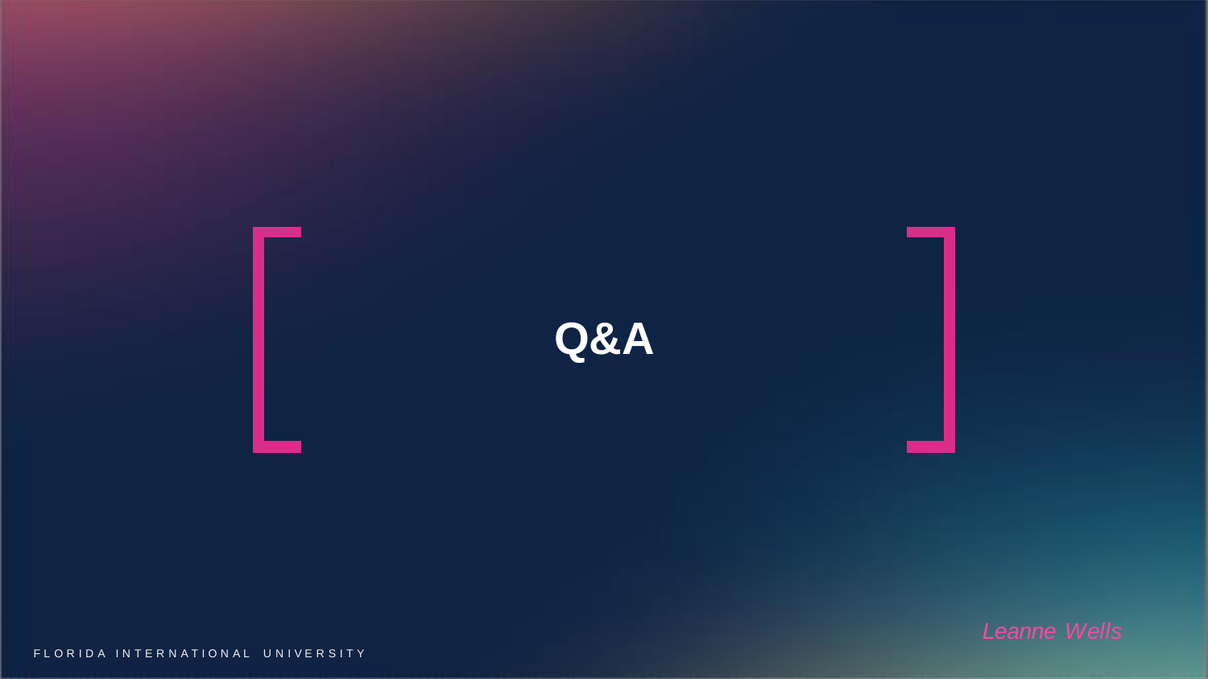# Q&A

*Leanne Wells*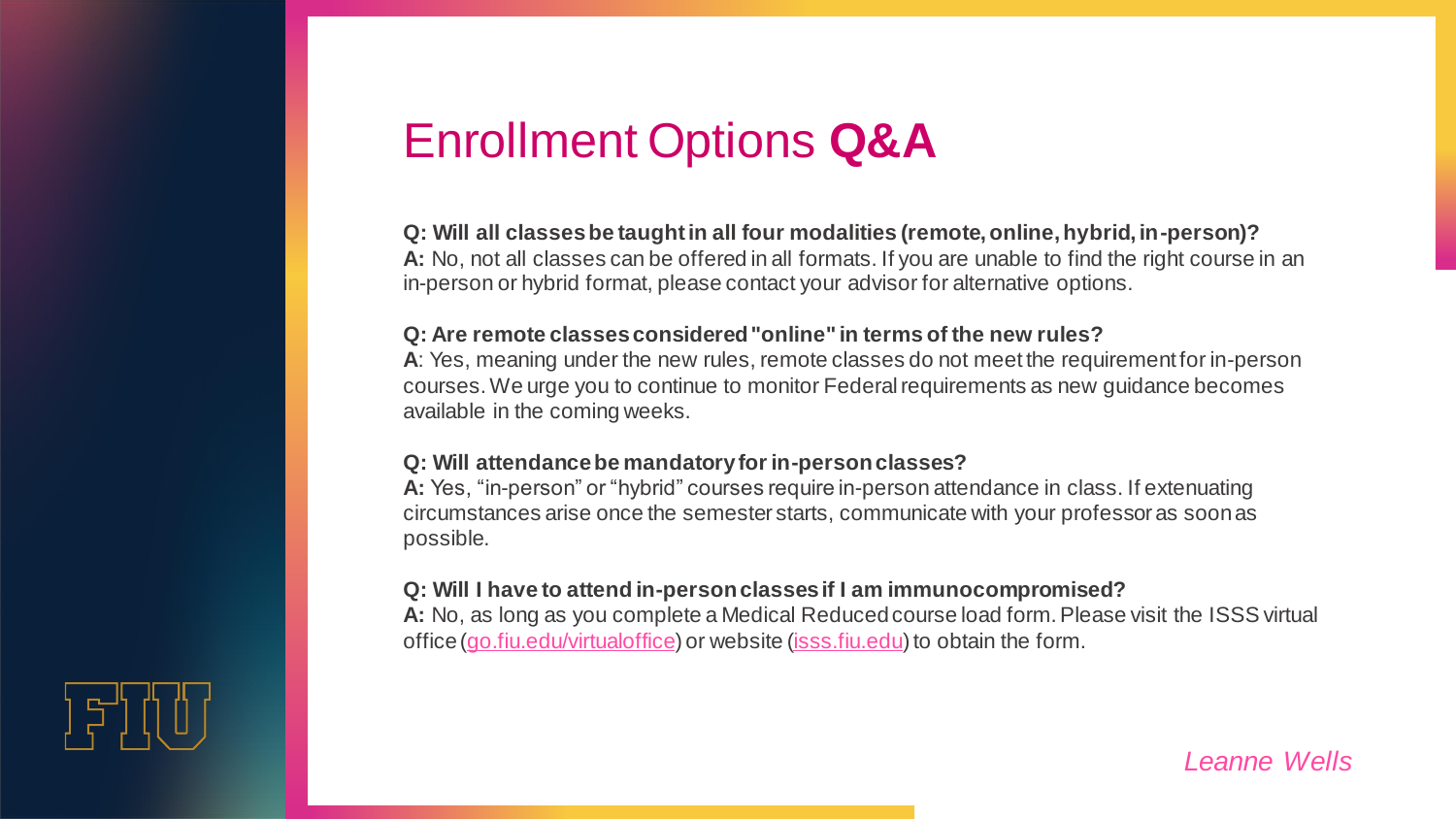# Enrollment Options **Q&A**

**Q: Will all classes be taught in all four modalities (remote, online, hybrid, in-person)?**
**A:** No, not all classes can be offered in all formats. If you are unable to find the right course in an in-person or hybrid format, please contact your advisor for alternative options.

**Q: Are remote classes considered "online" in terms of the new rules?**
**A**: Yes, meaning under the new rules, remote classes do not meet the requirement for in-person courses. We urge you to continue to monitor Federal requirements as new guidance becomes available in the coming weeks.

**Q: Will attendance be mandatory for in-person classes?**
**A:** Yes, "in-person" or "hybrid" courses require in-person attendance in class. If extenuating circumstances arise once the semester starts, communicate with your professor as soon as possible.

**Q: Will I have to attend in-person classes if I am immunocompromised?**
**A:** No, as long as you complete a Medical Reduced course load form. Please visit the ISSS virtual office (go.fiu.edu/virtualoffice) or website (isss.fiu.edu) to obtain the form.

*Leanne Wells*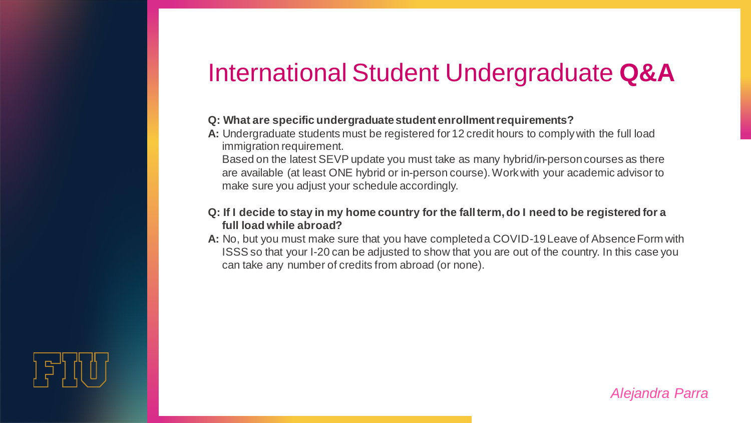# International Student Undergraduate **Q&A**

**Q: What are specific undergraduate student enrollment requirements?**

**A:** Undergraduate students must be registered for 12 credit hours to comply with the full load immigration requirement.

Based on the latest SEVP update you must take as many hybrid/in-person courses as there are available (at least ONE hybrid or in-person course). Work with your academic advisor to make sure you adjust your schedule accordingly.

**Q: If I decide to stay in my home country for the fall term, do I need to be registered for a full load while abroad?**

**A:** No, but you must make sure that you have completed a COVID-19 Leave of Absence Form with ISSS so that your I-20 can be adjusted to show that you are out of the country. In this case you can take any number of credits from abroad (or none).

*Alejandra Parra*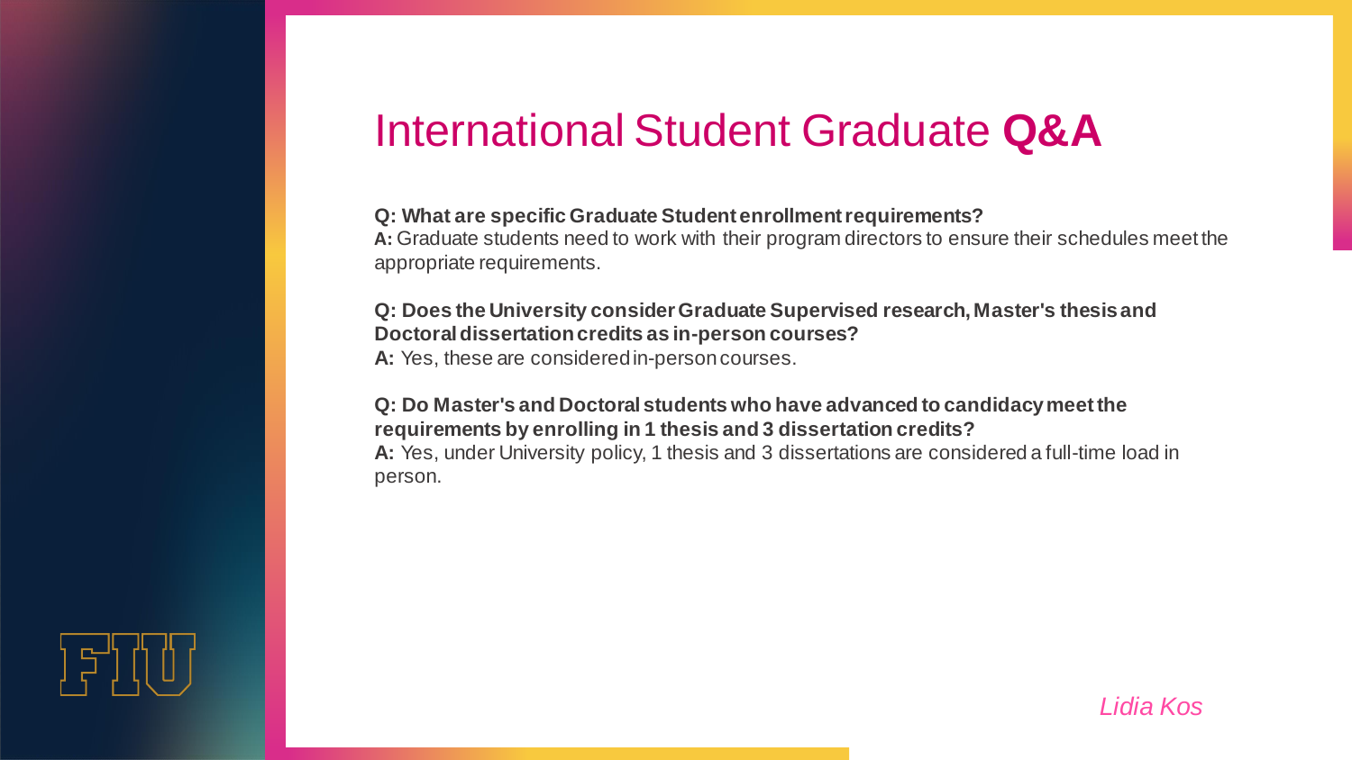# International Student Graduate **Q&A**

**Q: What are specific Graduate Student enrollment requirements?**
**A:** Graduate students need to work with their program directors to ensure their schedules meet the appropriate requirements.

**Q: Does the University consider Graduate Supervised research, Master's thesis and Doctoral dissertation credits as in-person courses?**
**A:** Yes, these are considered in-person courses.

**Q: Do Master's and Doctoral students who have advanced to candidacy meet the requirements by enrolling in 1 thesis and 3 dissertation credits?**
**A:** Yes, under University policy, 1 thesis and 3 dissertations are considered a full-time load in person.

*Lidia Kos*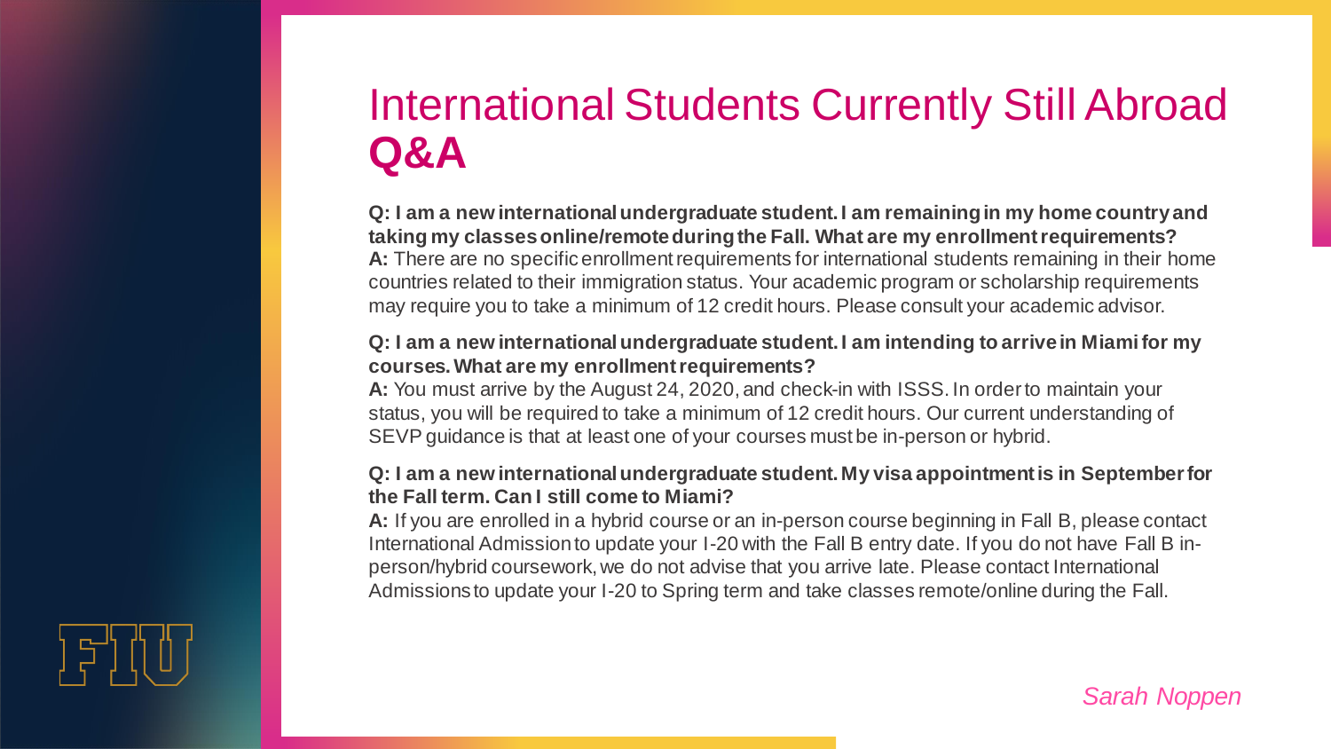# International Students Currently Still Abroad **Q&A**

**Q: I am a new international undergraduate student. I am remaining in my home country and taking my classes online/remote during the Fall. What are my enrollment requirements?**
**A:** There are no specific enrollment requirements for international students remaining in their home countries related to their immigration status. Your academic program or scholarship requirements may require you to take a minimum of 12 credit hours. Please consult your academic advisor.

**Q: I am a new international undergraduate student. I am intending to arrive in Miami for my courses. What are my enrollment requirements?**
**A:** You must arrive by the August 24, 2020, and check-in with ISSS. In order to maintain your status, you will be required to take a minimum of 12 credit hours. Our current understanding of SEVP guidance is that at least one of your courses must be in-person or hybrid.

**Q: I am a new international undergraduate student. My visa appointment is in September for the Fall term. Can I still come to Miami?**
**A:** If you are enrolled in a hybrid course or an in-person course beginning in Fall B, please contact International Admission to update your I-20 with the Fall B entry date. If you do not have Fall B in-person/hybrid coursework, we do not advise that you arrive late. Please contact International Admissions to update your I-20 to Spring term and take classes remote/online during the Fall.

*Sarah Noppen*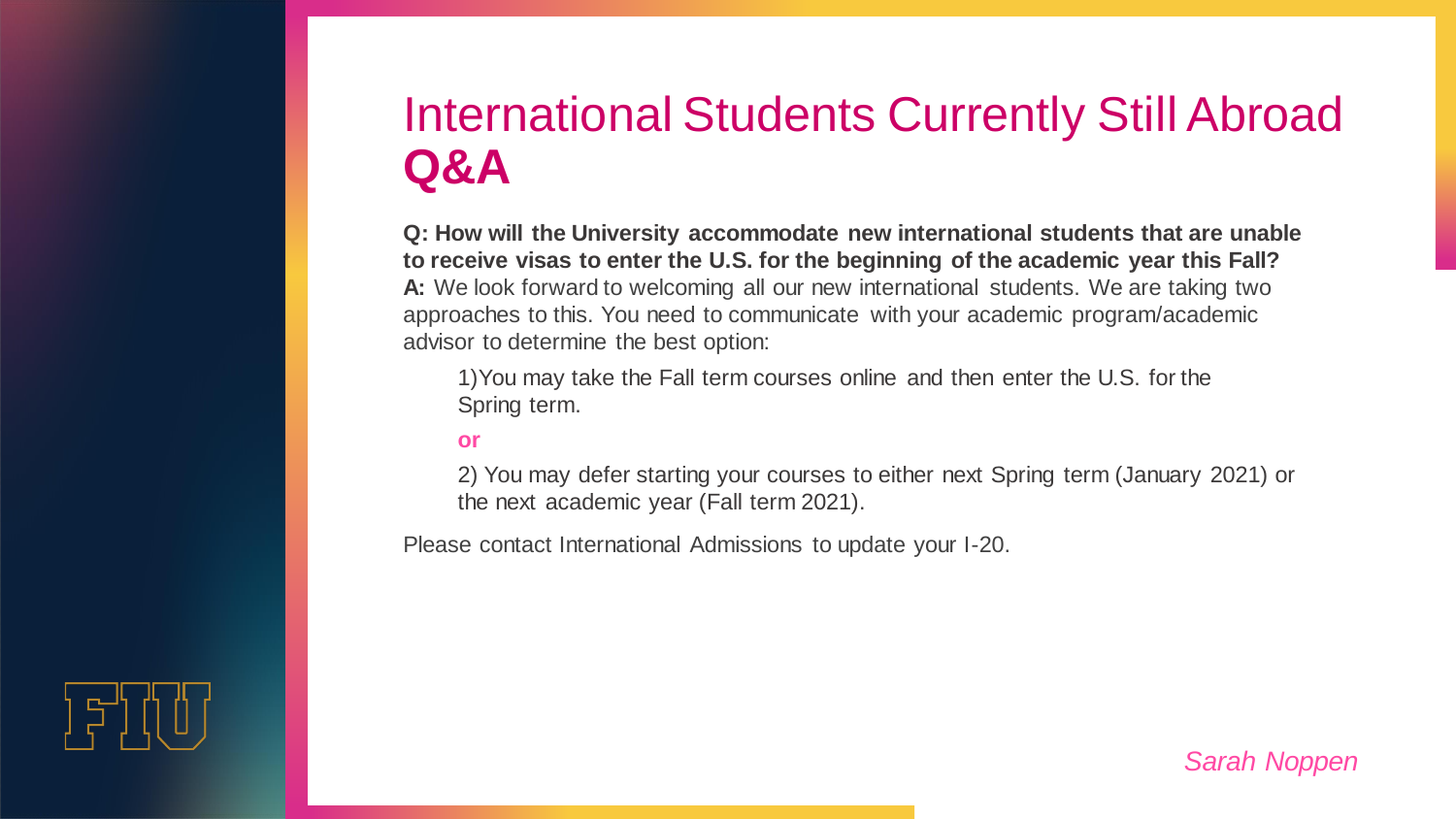# International Students Currently Still Abroad **Q&A**

**Q: How will the University accommodate new international students that are unable to receive visas to enter the U.S. for the beginning of the academic year this Fall?**
**A:** We look forward to welcoming all our new international students. We are taking two approaches to this. You need to communicate with your academic program/academic advisor to determine the best option:

1) You may take the Fall term courses online and then enter the U.S. for the Spring term.

**or**

2) You may defer starting your courses to either next Spring term (January 2021) or the next academic year (Fall term 2021).

Please contact International Admissions to update your I-20.

*Sarah Noppen*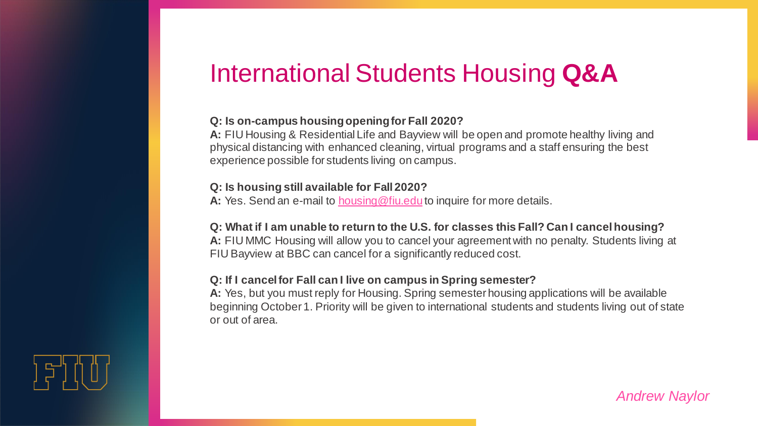# International Students Housing **Q&A**

**Q: Is on-campus housing opening for Fall 2020?**
**A:** FIU Housing & Residential Life and Bayview will be open and promote healthy living and physical distancing with enhanced cleaning, virtual programs and a staff ensuring the best experience possible for students living on campus.

**Q: Is housing still available for Fall 2020?**
**A:** Yes. Send an e-mail to [housing@fiu.edu](mailto:housing@fiu.edu) to inquire for more details.

**Q: What if I am unable to return to the U.S. for classes this Fall? Can I cancel housing?**
**A:** FIU MMC Housing will allow you to cancel your agreement with no penalty. Students living at FIU Bayview at BBC can cancel for a significantly reduced cost.

**Q: If I cancel for Fall can I live on campus in Spring semester?**
**A:** Yes, but you must reply for Housing. Spring semester housing applications will be available beginning October 1. Priority will be given to international students and students living out of state or out of area.

*Andrew Naylor*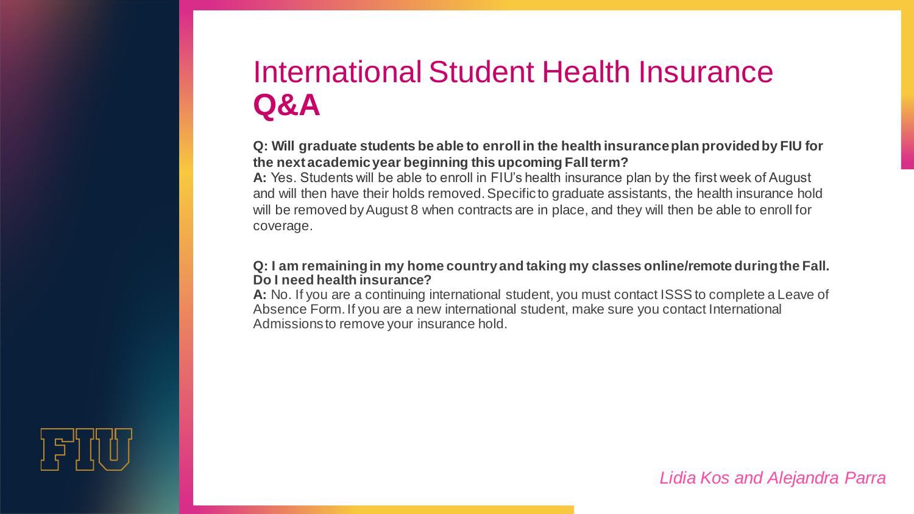# International Student Health Insurance **Q&A**

**Q: Will graduate students be able to enroll in the health insurance plan provided by FIU for the next academic year beginning this upcoming Fall term?**
**A:** Yes. Students will be able to enroll in FIU's health insurance plan by the first week of August and will then have their holds removed. Specific to graduate assistants, the health insurance hold will be removed by August 8 when contracts are in place, and they will then be able to enroll for coverage.

**Q: I am remaining in my home country and taking my classes online/remote during the Fall. Do I need health insurance?**
**A:** No. If you are a continuing international student, you must contact ISSS to complete a Leave of Absence Form. If you are a new international student, make sure you contact International Admissions to remove your insurance hold.

*Lidia Kos and Alejandra Parra*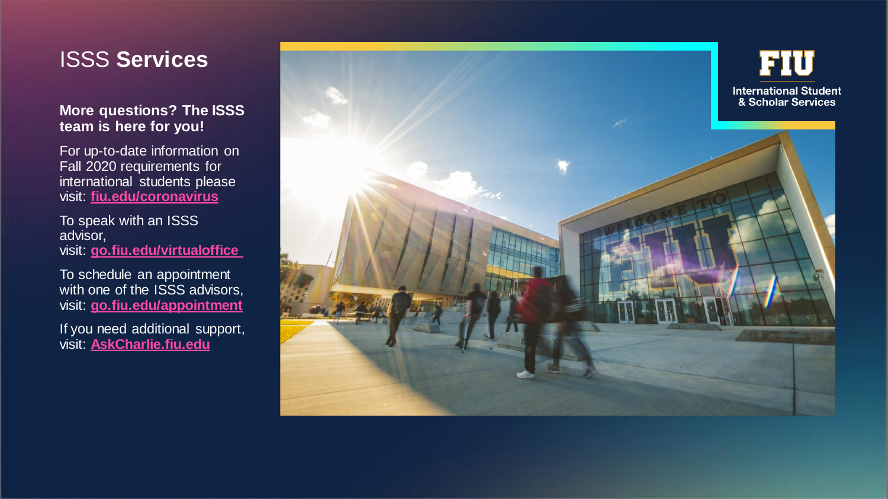# ISSS **Services**

**More questions? The ISSS team is here for you!**

For up-to-date information on Fall 2020 requirements for international students please visit: **fiu.edu/coronavirus**

To speak with an ISSS advisor, visit: **go.fiu.edu/virtualoffice**

To schedule an appointment with one of the ISSS advisors, visit: **go.fiu.edu/appointment**

If you need additional support, visit: **AskCharlie.fiu.edu**

FIU

International Student & Scholar Services